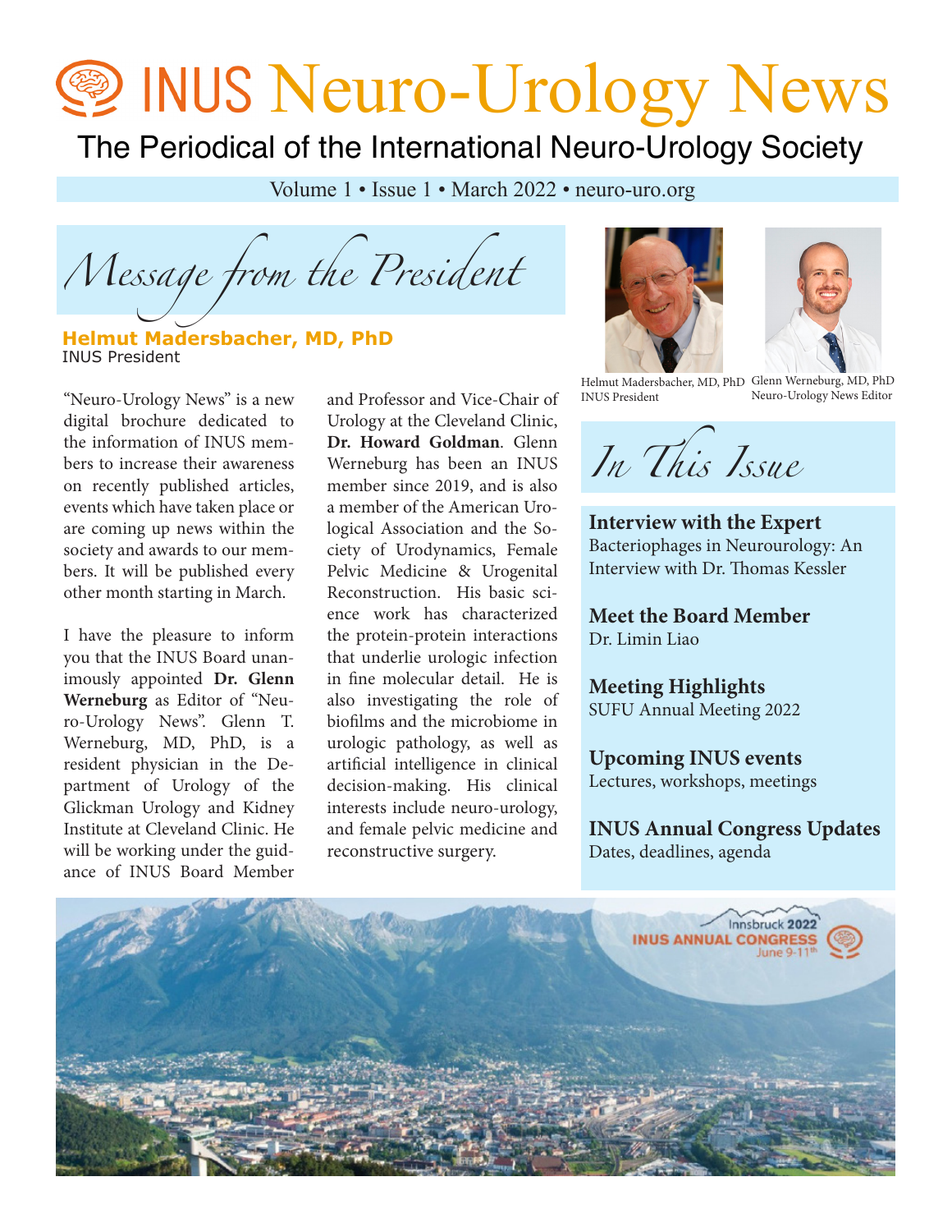# INUS Neuro-Urology News

The Periodical of the International Neuro-Urology Society

Volume 1 • Issue 1 • March 2022 • neuro-uro.org

## *Message from the President*

**Helmut Madersbacher, MD, PhD**
INUS President

"Neuro-Urology News" is a new digital brochure dedicated to the information of INUS members to increase their awareness on recently published articles, events which have taken place or are coming up news within the society and awards to our members. It will be published every other month starting in March.

I have the pleasure to inform you that the INUS Board unanimously appointed **Dr. Glenn Werneburg** as Editor of "Neuro-Urology News". Glenn T. Werneburg, MD, PhD, is a resident physician in the Department of Urology of the Glickman Urology and Kidney Institute at Cleveland Clinic. He will be working under the guidance of INUS Board Member and Professor and Vice-Chair of Urology at the Cleveland Clinic, **Dr. Howard Goldman**. Glenn Werneburg has been an INUS member since 2019, and is also a member of the American Urological Association and the Society of Urodynamics, Female Pelvic Medicine & Urogenital Reconstruction. His basic science work has characterized the protein-protein interactions that underlie urologic infection in fine molecular detail. He is also investigating the role of biofilms and the microbiome in urologic pathology, as well as artificial intelligence in clinical decision-making. His clinical interests include neuro-urology, and female pelvic medicine and reconstructive surgery.

Helmut Madersbacher, MD, PhD
INUS President

Glenn Werneburg, MD, PhD
Neuro-Urology News Editor

## *In This Issue*

**Interview with the Expert**
Bacteriophages in Neurourology: An Interview with Dr. Thomas Kessler

**Meet the Board Member**
Dr. Limin Liao

**Meeting Highlights**
SUFU Annual Meeting 2022

**Upcoming INUS events**
Lectures, workshops, meetings

**INUS Annual Congress Updates**
Dates, deadlines, agenda

Innsbruck 2022
INUS ANNUAL CONGRESS
June 9-11th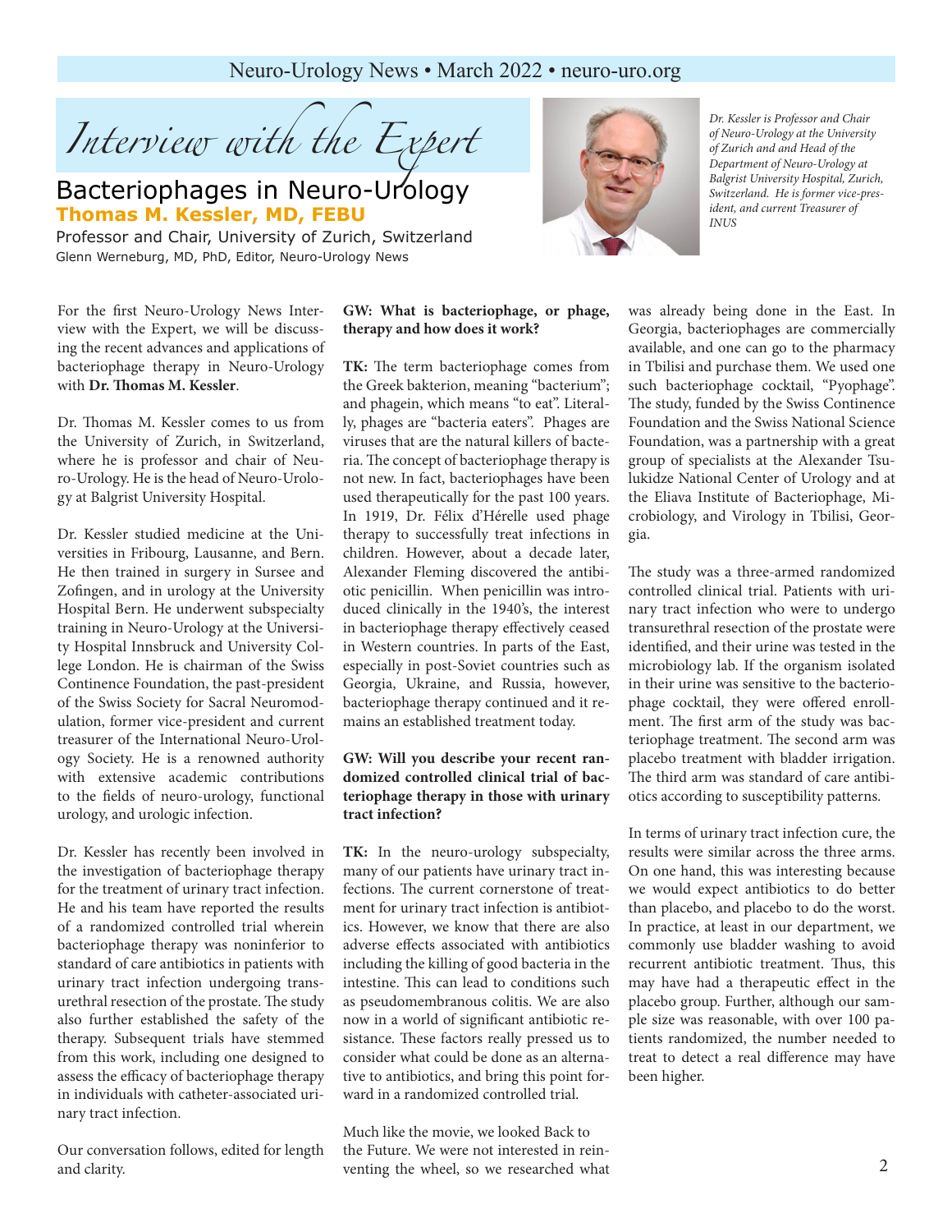# *Interview with the Expert*

## Bacteriophages in Neuro-Urology

**Thomas M. Kessler, MD, FEBU**

Professor and Chair, University of Zurich, Switzerland

Glenn Werneburg, MD, PhD, Editor, Neuro-Urology News

*Dr. Kessler is Professor and Chair of Neuro-Urology at the University of Zurich and and Head of the Department of Neuro-Urology at Balgrist University Hospital, Zurich, Switzerland. He is former vice-president, and current Treasurer of INUS*

For the first Neuro-Urology News Interview with the Expert, we will be discussing the recent advances and applications of bacteriophage therapy in Neuro-Urology with **Dr. Thomas M. Kessler**.

Dr. Thomas M. Kessler comes to us from the University of Zurich, in Switzerland, where he is professor and chair of Neuro-Urology. He is the head of Neuro-Urology at Balgrist University Hospital.

Dr. Kessler studied medicine at the Universities in Fribourg, Lausanne, and Bern. He then trained in surgery in Sursee and Zofingen, and in urology at the University Hospital Bern. He underwent subspecialty training in Neuro-Urology at the University Hospital Innsbruck and University College London. He is chairman of the Swiss Continence Foundation, the past-president of the Swiss Society for Sacral Neuromodulation, former vice-president and current treasurer of the International Neuro-Urology Society. He is a renowned authority with extensive academic contributions to the fields of neuro-urology, functional urology, and urologic infection.

Dr. Kessler has recently been involved in the investigation of bacteriophage therapy for the treatment of urinary tract infection. He and his team have reported the results of a randomized controlled trial wherein bacteriophage therapy was noninferior to standard of care antibiotics in patients with urinary tract infection undergoing transurethral resection of the prostate. The study also further established the safety of the therapy. Subsequent trials have stemmed from this work, including one designed to assess the efficacy of bacteriophage therapy in individuals with catheter-associated urinary tract infection.

Our conversation follows, edited for length and clarity.

**GW: What is bacteriophage, or phage, therapy and how does it work?**

**TK:** The term bacteriophage comes from the Greek bakterion, meaning "bacterium"; and phagein, which means "to eat". Literally, phages are "bacteria eaters". Phages are viruses that are the natural killers of bacteria. The concept of bacteriophage therapy is not new. In fact, bacteriophages have been used therapeutically for the past 100 years. In 1919, Dr. Félix d'Hérelle used phage therapy to successfully treat infections in children. However, about a decade later, Alexander Fleming discovered the antibiotic penicillin. When penicillin was introduced clinically in the 1940's, the interest in bacteriophage therapy effectively ceased in Western countries. In parts of the East, especially in post-Soviet countries such as Georgia, Ukraine, and Russia, however, bacteriophage therapy continued and it remains an established treatment today.

**GW: Will you describe your recent randomized controlled clinical trial of bacteriophage therapy in those with urinary tract infection?**

**TK:** In the neuro-urology subspecialty, many of our patients have urinary tract infections. The current cornerstone of treatment for urinary tract infection is antibiotics. However, we know that there are also adverse effects associated with antibiotics including the killing of good bacteria in the intestine. This can lead to conditions such as pseudomembranous colitis. We are also now in a world of significant antibiotic resistance. These factors really pressed us to consider what could be done as an alternative to antibiotics, and bring this point forward in a randomized controlled trial.

Much like the movie, we looked Back to the Future. We were not interested in reinventing the wheel, so we researched what was already being done in the East. In Georgia, bacteriophages are commercially available, and one can go to the pharmacy in Tbilisi and purchase them. We used one such bacteriophage cocktail, "Pyophage". The study, funded by the Swiss Continence Foundation and the Swiss National Science Foundation, was a partnership with a great group of specialists at the Alexander Tsulukidze National Center of Urology and at the Eliava Institute of Bacteriophage, Microbiology, and Virology in Tbilisi, Georgia.

The study was a three-armed randomized controlled clinical trial. Patients with urinary tract infection who were to undergo transurethral resection of the prostate were identified, and their urine was tested in the microbiology lab. If the organism isolated in their urine was sensitive to the bacteriophage cocktail, they were offered enrollment. The first arm of the study was bacteriophage treatment. The second arm was placebo treatment with bladder irrigation. The third arm was standard of care antibiotics according to susceptibility patterns.

In terms of urinary tract infection cure, the results were similar across the three arms. On one hand, this was interesting because we would expect antibiotics to do better than placebo, and placebo to do the worst. In practice, at least in our department, we commonly use bladder washing to avoid recurrent antibiotic treatment. Thus, this may have had a therapeutic effect in the placebo group. Further, although our sample size was reasonable, with over 100 patients randomized, the number needed to treat to detect a real difference may have been higher.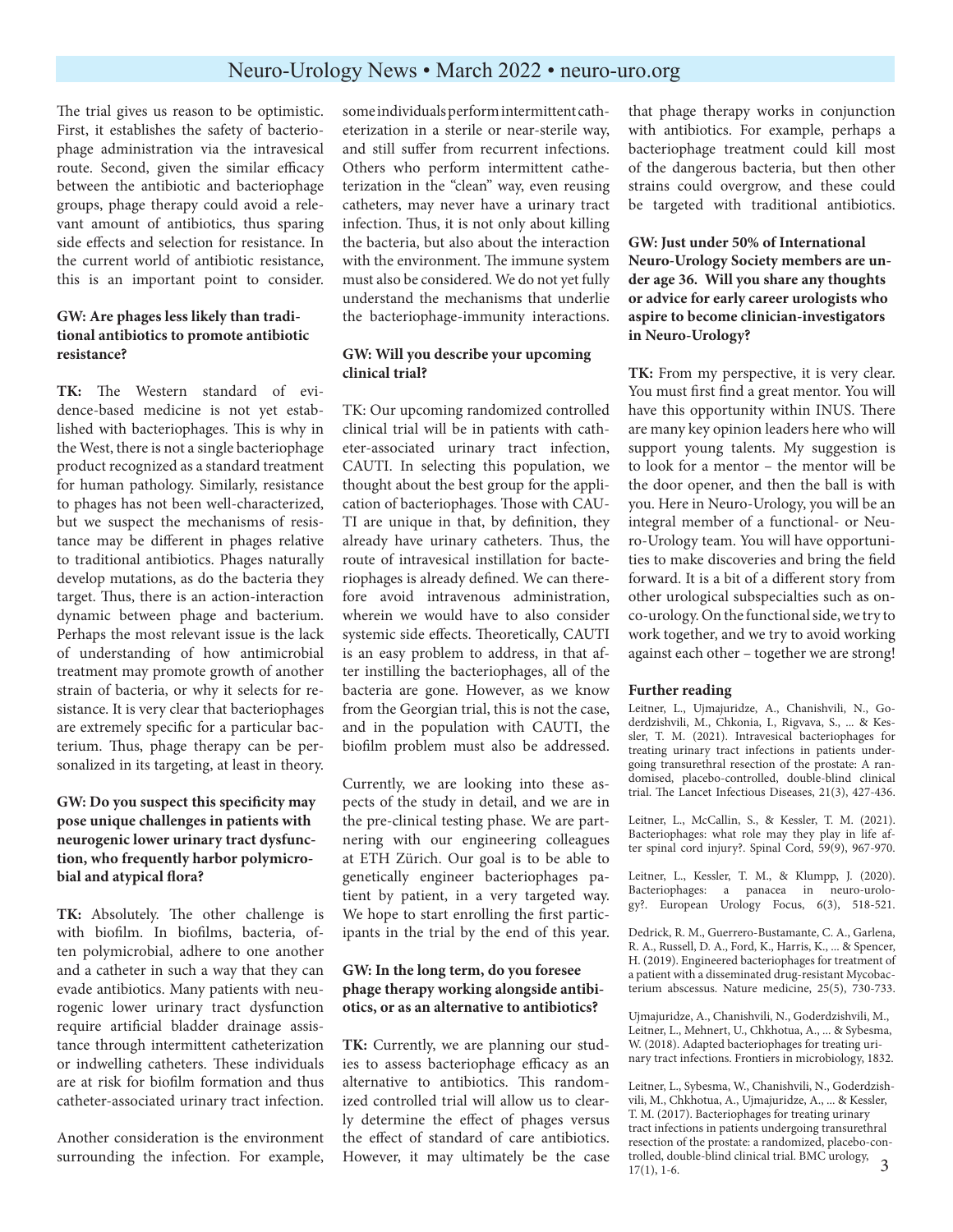The trial gives us reason to be optimistic. First, it establishes the safety of bacteriophage administration via the intravesical route. Second, given the similar efficacy between the antibiotic and bacteriophage groups, phage therapy could avoid a relevant amount of antibiotics, thus sparing side effects and selection for resistance. In the current world of antibiotic resistance, this is an important point to consider.

**GW: Are phages less likely than traditional antibiotics to promote antibiotic resistance?**

**TK:** The Western standard of evidence-based medicine is not yet established with bacteriophages. This is why in the West, there is not a single bacteriophage product recognized as a standard treatment for human pathology. Similarly, resistance to phages has not been well-characterized, but we suspect the mechanisms of resistance may be different in phages relative to traditional antibiotics. Phages naturally develop mutations, as do the bacteria they target. Thus, there is an action-interaction dynamic between phage and bacterium. Perhaps the most relevant issue is the lack of understanding of how antimicrobial treatment may promote growth of another strain of bacteria, or why it selects for resistance. It is very clear that bacteriophages are extremely specific for a particular bacterium. Thus, phage therapy can be personalized in its targeting, at least in theory.

**GW: Do you suspect this specificity may pose unique challenges in patients with neurogenic lower urinary tract dysfunction, who frequently harbor polymicrobial and atypical flora?**

**TK:** Absolutely. The other challenge is with biofilm. In biofilms, bacteria, often polymicrobial, adhere to one another and a catheter in such a way that they can evade antibiotics. Many patients with neurogenic lower urinary tract dysfunction require artificial bladder drainage assistance through intermittent catheterization or indwelling catheters. These individuals are at risk for biofilm formation and thus catheter-associated urinary tract infection.

Another consideration is the environment surrounding the infection. For example, some individuals perform intermittent catheterization in a sterile or near-sterile way, and still suffer from recurrent infections. Others who perform intermittent catheterization in the "clean" way, even reusing catheters, may never have a urinary tract infection. Thus, it is not only about killing the bacteria, but also about the interaction with the environment. The immune system must also be considered. We do not yet fully understand the mechanisms that underlie the bacteriophage-immunity interactions.

**GW: Will you describe your upcoming clinical trial?**

TK: Our upcoming randomized controlled clinical trial will be in patients with catheter-associated urinary tract infection, CAUTI. In selecting this population, we thought about the best group for the application of bacteriophages. Those with CAUTI are unique in that, by definition, they already have urinary catheters. Thus, the route of intravesical instillation for bacteriophages is already defined. We can therefore avoid intravenous administration, wherein we would have to also consider systemic side effects. Theoretically, CAUTI is an easy problem to address, in that after instilling the bacteriophages, all of the bacteria are gone. However, as we know from the Georgian trial, this is not the case, and in the population with CAUTI, the biofilm problem must also be addressed.

Currently, we are looking into these aspects of the study in detail, and we are in the pre-clinical testing phase. We are partnering with our engineering colleagues at ETH Zürich. Our goal is to be able to genetically engineer bacteriophages patient by patient, in a very targeted way. We hope to start enrolling the first participants in the trial by the end of this year.

**GW: In the long term, do you foresee phage therapy working alongside antibiotics, or as an alternative to antibiotics?**

**TK:** Currently, we are planning our studies to assess bacteriophage efficacy as an alternative to antibiotics. This randomized controlled trial will allow us to clearly determine the effect of phages versus the effect of standard of care antibiotics. However, it may ultimately be the case that phage therapy works in conjunction with antibiotics. For example, perhaps a bacteriophage treatment could kill most of the dangerous bacteria, but then other strains could overgrow, and these could be targeted with traditional antibiotics.

**GW: Just under 50% of International Neuro-Urology Society members are under age 36. Will you share any thoughts or advice for early career urologists who aspire to become clinician-investigators in Neuro-Urology?**

**TK:** From my perspective, it is very clear. You must first find a great mentor. You will have this opportunity within INUS. There are many key opinion leaders here who will support young talents. My suggestion is to look for a mentor – the mentor will be the door opener, and then the ball is with you. Here in Neuro-Urology, you will be an integral member of a functional- or Neuro-Urology team. You will have opportunities to make discoveries and bring the field forward. It is a bit of a different story from other urological subspecialties such as onco-urology. On the functional side, we try to work together, and we try to avoid working against each other – together we are strong!

#### Further reading

Leitner, L., Ujmajuridze, A., Chanishvili, N., Goderdzishvili, M., Chkonia, I., Rigvava, S., ... & Kessler, T. M. (2021). Intravesical bacteriophages for treating urinary tract infections in patients undergoing transurethral resection of the prostate: A randomised, placebo-controlled, double-blind clinical trial. The Lancet Infectious Diseases, 21(3), 427-436.

Leitner, L., McCallin, S., & Kessler, T. M. (2021). Bacteriophages: what role may they play in life after spinal cord injury?. Spinal Cord, 59(9), 967-970.

Leitner, L., Kessler, T. M., & Klumpp, J. (2020). Bacteriophages: a panacea in neuro-urology?. European Urology Focus, 6(3), 518-521.

Dedrick, R. M., Guerrero-Bustamante, C. A., Garlena, R. A., Russell, D. A., Ford, K., Harris, K., ... & Spencer, H. (2019). Engineered bacteriophages for treatment of a patient with a disseminated drug-resistant Mycobacterium abscessus. Nature medicine, 25(5), 730-733.

Ujmajuridze, A., Chanishvili, N., Goderdzishvili, M., Leitner, L., Mehnert, U., Chkhotua, A., ... & Sybesma, W. (2018). Adapted bacteriophages for treating urinary tract infections. Frontiers in microbiology, 1832.

Leitner, L., Sybesma, W., Chanishvili, N., Goderdzishvili, M., Chkhotua, A., Ujmajuridze, A., ... & Kessler, T. M. (2017). Bacteriophages for treating urinary tract infections in patients undergoing transurethral resection of the prostate: a randomized, placebo-controlled, double-blind clinical trial. BMC urology, 17(1), 1-6.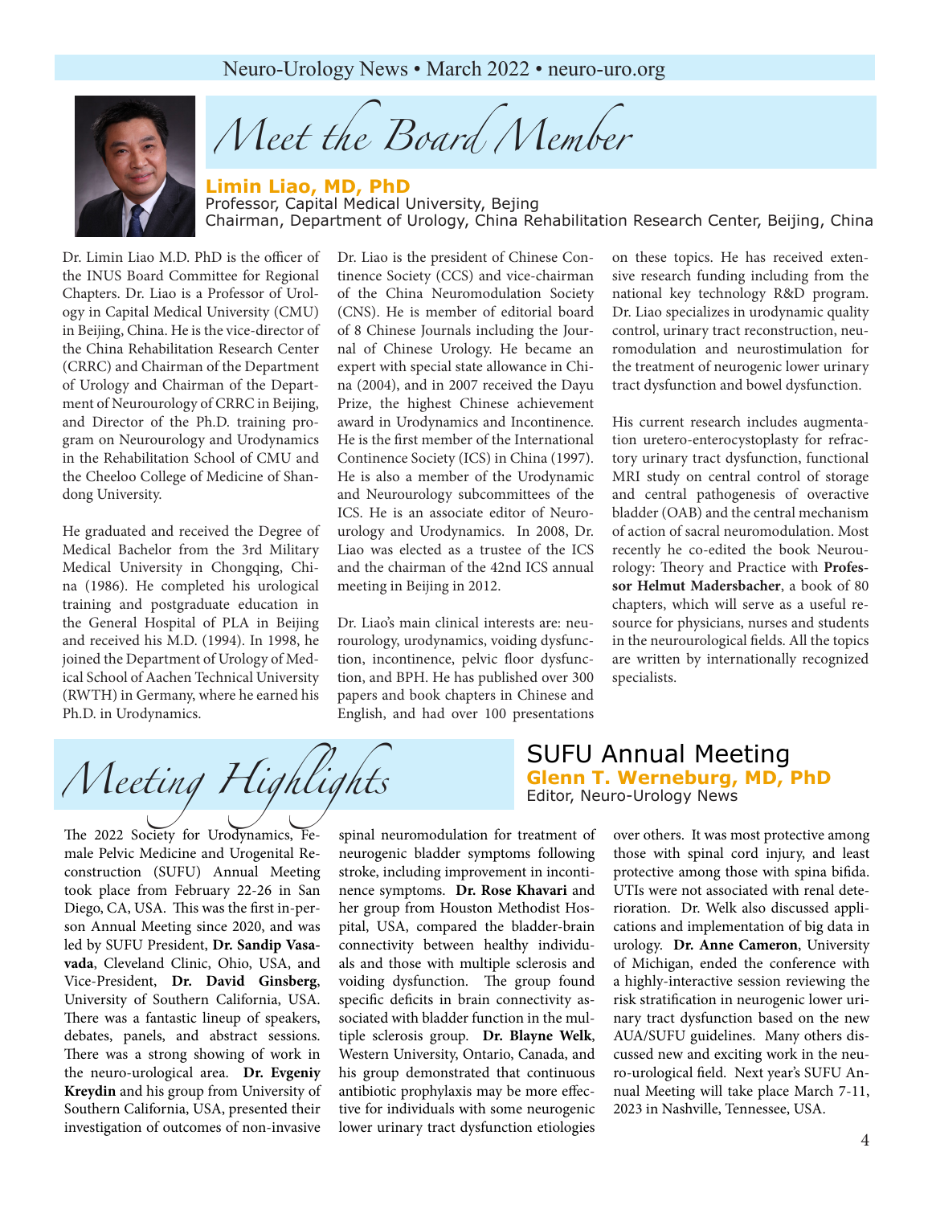# Meet the Board Member

**Limin Liao, MD, PhD**
Professor, Capital Medical University, Bejing
Chairman, Department of Urology, China Rehabilitation Research Center, Beijing, China

Dr. Limin Liao M.D. PhD is the officer of the INUS Board Committee for Regional Chapters. Dr. Liao is a Professor of Urology in Capital Medical University (CMU) in Beijing, China. He is the vice-director of the China Rehabilitation Research Center (CRRC) and Chairman of the Department of Urology and Chairman of the Department of Neurourology of CRRC in Beijing, and Director of the Ph.D. training program on Neurourology and Urodynamics in the Rehabilitation School of CMU and the Cheeloo College of Medicine of Shandong University.

He graduated and received the Degree of Medical Bachelor from the 3rd Military Medical University in Chongqing, China (1986). He completed his urological training and postgraduate education in the General Hospital of PLA in Beijing and received his M.D. (1994). In 1998, he joined the Department of Urology of Medical School of Aachen Technical University (RWTH) in Germany, where he earned his Ph.D. in Urodynamics.

Dr. Liao is the president of Chinese Continence Society (CCS) and vice-chairman of the China Neuromodulation Society (CNS). He is member of editorial board of 8 Chinese Journals including the Journal of Chinese Urology. He became an expert with special state allowance in China (2004), and in 2007 received the Dayu Prize, the highest Chinese achievement award in Urodynamics and Incontinence. He is the first member of the International Continence Society (ICS) in China (1997). He is also a member of the Urodynamic and Neurourology subcommittees of the ICS. He is an associate editor of Neurourology and Urodynamics. In 2008, Dr. Liao was elected as a trustee of the ICS and the chairman of the 42nd ICS annual meeting in Beijing in 2012.

Dr. Liao's main clinical interests are: neurourology, urodynamics, voiding dysfunction, incontinence, pelvic floor dysfunction, and BPH. He has published over 300 papers and book chapters in Chinese and English, and had over 100 presentations on these topics. He has received extensive research funding including from the national key technology R&D program. Dr. Liao specializes in urodynamic quality control, urinary tract reconstruction, neuromodulation and neurostimulation for the treatment of neurogenic lower urinary tract dysfunction and bowel dysfunction.

His current research includes augmentation uretero-enterocystoplasty for refractory urinary tract dysfunction, functional MRI study on central control of storage and central pathogenesis of overactive bladder (OAB) and the central mechanism of action of sacral neuromodulation. Most recently he co-edited the book Neurourology: Theory and Practice with **Professor Helmut Madersbacher**, a book of 80 chapters, which will serve as a useful resource for physicians, nurses and students in the neurourological fields. All the topics are written by internationally recognized specialists.

# Meeting Highlights

## SUFU Annual Meeting

**Glenn T. Werneburg, MD, PhD**
Editor, Neuro-Urology News

The 2022 Society for Urodynamics, Female Pelvic Medicine and Urogenital Reconstruction (SUFU) Annual Meeting took place from February 22-26 in San Diego, CA, USA. This was the first in-person Annual Meeting since 2020, and was led by SUFU President, **Dr. Sandip Vasavada**, Cleveland Clinic, Ohio, USA, and Vice-President, **Dr. David Ginsberg**, University of Southern California, USA. There was a fantastic lineup of speakers, debates, panels, and abstract sessions. There was a strong showing of work in the neuro-urological area. **Dr. Evgeniy Kreydin** and his group from University of Southern California, USA, presented their investigation of outcomes of non-invasive spinal neuromodulation for treatment of neurogenic bladder symptoms following stroke, including improvement in incontinence symptoms. **Dr. Rose Khavari** and her group from Houston Methodist Hospital, USA, compared the bladder-brain connectivity between healthy individuals and those with multiple sclerosis and voiding dysfunction. The group found specific deficits in brain connectivity associated with bladder function in the multiple sclerosis group. **Dr. Blayne Welk**, Western University, Ontario, Canada, and his group demonstrated that continuous antibiotic prophylaxis may be more effective for individuals with some neurogenic lower urinary tract dysfunction etiologies over others. It was most protective among those with spinal cord injury, and least protective among those with spina bifida. UTIs were not associated with renal deterioration. Dr. Welk also discussed applications and implementation of big data in urology. **Dr. Anne Cameron**, University of Michigan, ended the conference with a highly-interactive session reviewing the risk stratification in neurogenic lower urinary tract dysfunction based on the new AUA/SUFU guidelines. Many others discussed new and exciting work in the neuro-urological field. Next year's SUFU Annual Meeting will take place March 7-11, 2023 in Nashville, Tennessee, USA.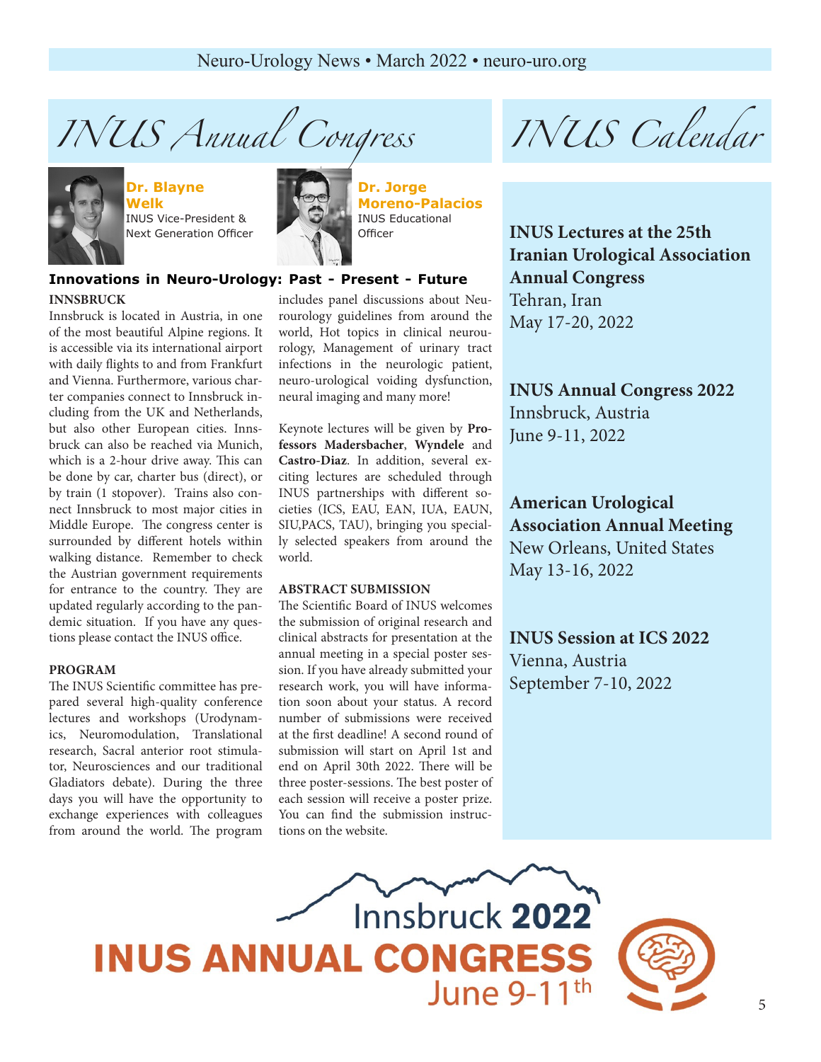# INUS Annual Congress

**Dr. Blayne Welk**
INUS Vice-President & Next Generation Officer

**Dr. Jorge Moreno-Palacios**
INUS Educational Officer

## Innovations in Neuro-Urology: Past - Present - Future

### INNSBRUCK

Innsbruck is located in Austria, in one of the most beautiful Alpine regions. It is accessible via its international airport with daily flights to and from Frankfurt and Vienna. Furthermore, various charter companies connect to Innsbruck including from the UK and Netherlands, but also other European cities. Innsbruck can also be reached via Munich, which is a 2-hour drive away. This can be done by car, charter bus (direct), or by train (1 stopover). Trains also connect Innsbruck to most major cities in Middle Europe. The congress center is surrounded by different hotels within walking distance. Remember to check the Austrian government requirements for entrance to the country. They are updated regularly according to the pandemic situation. If you have any questions please contact the INUS office.

### PROGRAM

The INUS Scientific committee has prepared several high-quality conference lectures and workshops (Urodynamics, Neuromodulation, Translational research, Sacral anterior root stimulator, Neurosciences and our traditional Gladiators debate). During the three days you will have the opportunity to exchange experiences with colleagues from around the world. The program includes panel discussions about Neurourology guidelines from around the world, Hot topics in clinical neurourology, Management of urinary tract infections in the neurologic patient, neuro-urological voiding dysfunction, neural imaging and many more!

Keynote lectures will be given by **Professors Madersbacher**, **Wyndele** and **Castro-Diaz**. In addition, several exciting lectures are scheduled through INUS partnerships with different societies (ICS, EAU, EAN, IUA, EAUN, SIU,PACS, TAU), bringing you specially selected speakers from around the world.

### ABSTRACT SUBMISSION

The Scientific Board of INUS welcomes the submission of original research and clinical abstracts for presentation at the annual meeting in a special poster session. If you have already submitted your research work, you will have information soon about your status. A record number of submissions were received at the first deadline! A second round of submission will start on April 1st and end on April 30th 2022. There will be three poster-sessions. The best poster of each session will receive a poster prize. You can find the submission instructions on the website.

# INUS Calendar

**INUS Lectures at the 25th Iranian Urological Association Annual Congress**
Tehran, Iran
May 17-20, 2022

**INUS Annual Congress 2022**
Innsbruck, Austria
June 9-11, 2022

**American Urological Association Annual Meeting**
New Orleans, United States
May 13-16, 2022

**INUS Session at ICS 2022**
Vienna, Austria
September 7-10, 2022

Innsbruck **2022**
**INUS ANNUAL CONGRESS**
June 9-11th